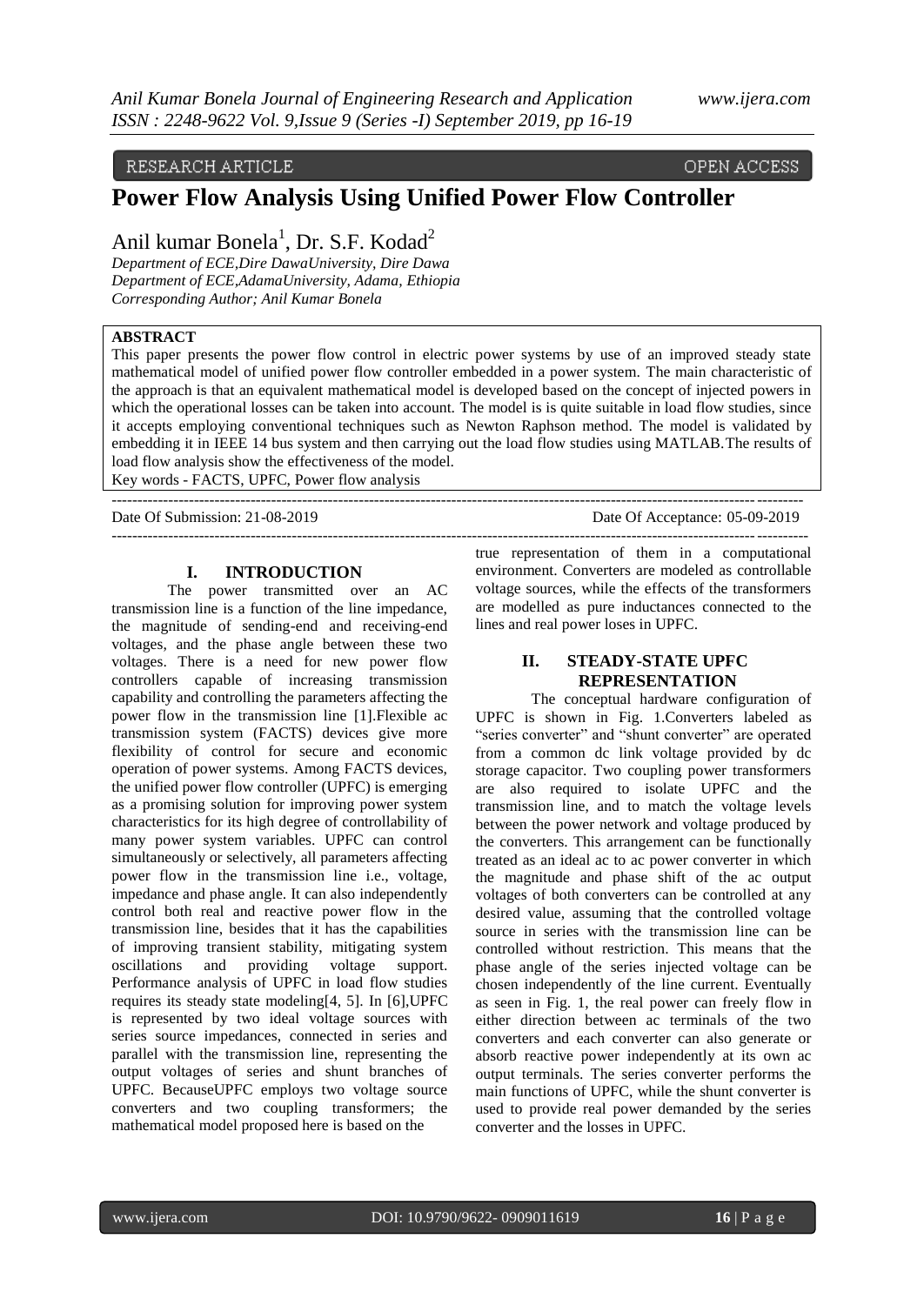RESEARCH ARTICLE OPEN ACCESS

# Power Flow Analysis Using Unified Power Flow Controller

Anil kumar Bonela[1], Dr. S.F. Kodad[2]

*Department of ECE,Dire DawaUniversity, Dire Dawa*
*Department of ECE,AdamaUniversity, Adama, Ethiopia*
*Corresponding Author; Anil Kumar Bonela*

**ABSTRACT**

This paper presents the power flow control in electric power systems by use of an improved steady state mathematical model of unified power flow controller embedded in a power system. The main characteristic of the approach is that an equivalent mathematical model is developed based on the concept of injected powers in which the operational losses can be taken into account. The model is is quite suitable in load flow studies, since it accepts employing conventional techniques such as Newton Raphson method. The model is validated by embedding it in IEEE 14 bus system and then carrying out the load flow studies using MATLAB.The results of load flow analysis show the effectiveness of the model.

Key words - FACTS, UPFC, Power flow analysis

---

Date Of Submission: 21-08-2019 Date Of Acceptance: 05-09-2019

---

## I. INTRODUCTION

The power transmitted over an AC transmission line is a function of the line impedance, the magnitude of sending-end and receiving-end voltages, and the phase angle between these two voltages. There is a need for new power flow controllers capable of increasing transmission capability and controlling the parameters affecting the power flow in the transmission line [1].Flexible ac transmission system (FACTS) devices give more flexibility of control for secure and economic operation of power systems. Among FACTS devices, the unified power flow controller (UPFC) is emerging as a promising solution for improving power system characteristics for its high degree of controllability of many power system variables. UPFC can control simultaneously or selectively, all parameters affecting power flow in the transmission line i.e., voltage, impedance and phase angle. It can also independently control both real and reactive power flow in the transmission line, besides that it has the capabilities of improving transient stability, mitigating system oscillations and providing voltage support. Performance analysis of UPFC in load flow studies requires its steady state modeling[4, 5]. In [6],UPFC is represented by two ideal voltage sources with series source impedances, connected in series and parallel with the transmission line, representing the output voltages of series and shunt branches of UPFC. BecauseUPFC employs two voltage source converters and two coupling transformers; the mathematical model proposed here is based on the true representation of them in a computational environment. Converters are modeled as controllable voltage sources, while the effects of the transformers are modelled as pure inductances connected to the lines and real power loses in UPFC.

## II. STEADY-STATE UPFC REPRESENTATION

The conceptual hardware configuration of UPFC is shown in Fig. 1.Converters labeled as "series converter" and "shunt converter" are operated from a common dc link voltage provided by dc storage capacitor. Two coupling power transformers are also required to isolate UPFC and the transmission line, and to match the voltage levels between the power network and voltage produced by the converters. This arrangement can be functionally treated as an ideal ac to ac power converter in which the magnitude and phase shift of the ac output voltages of both converters can be controlled at any desired value, assuming that the controlled voltage source in series with the transmission line can be controlled without restriction. This means that the phase angle of the series injected voltage can be chosen independently of the line current. Eventually as seen in Fig. 1, the real power can freely flow in either direction between ac terminals of the two converters and each converter can also generate or absorb reactive power independently at its own ac output terminals. The series converter performs the main functions of UPFC, while the shunt converter is used to provide real power demanded by the series converter and the losses in UPFC.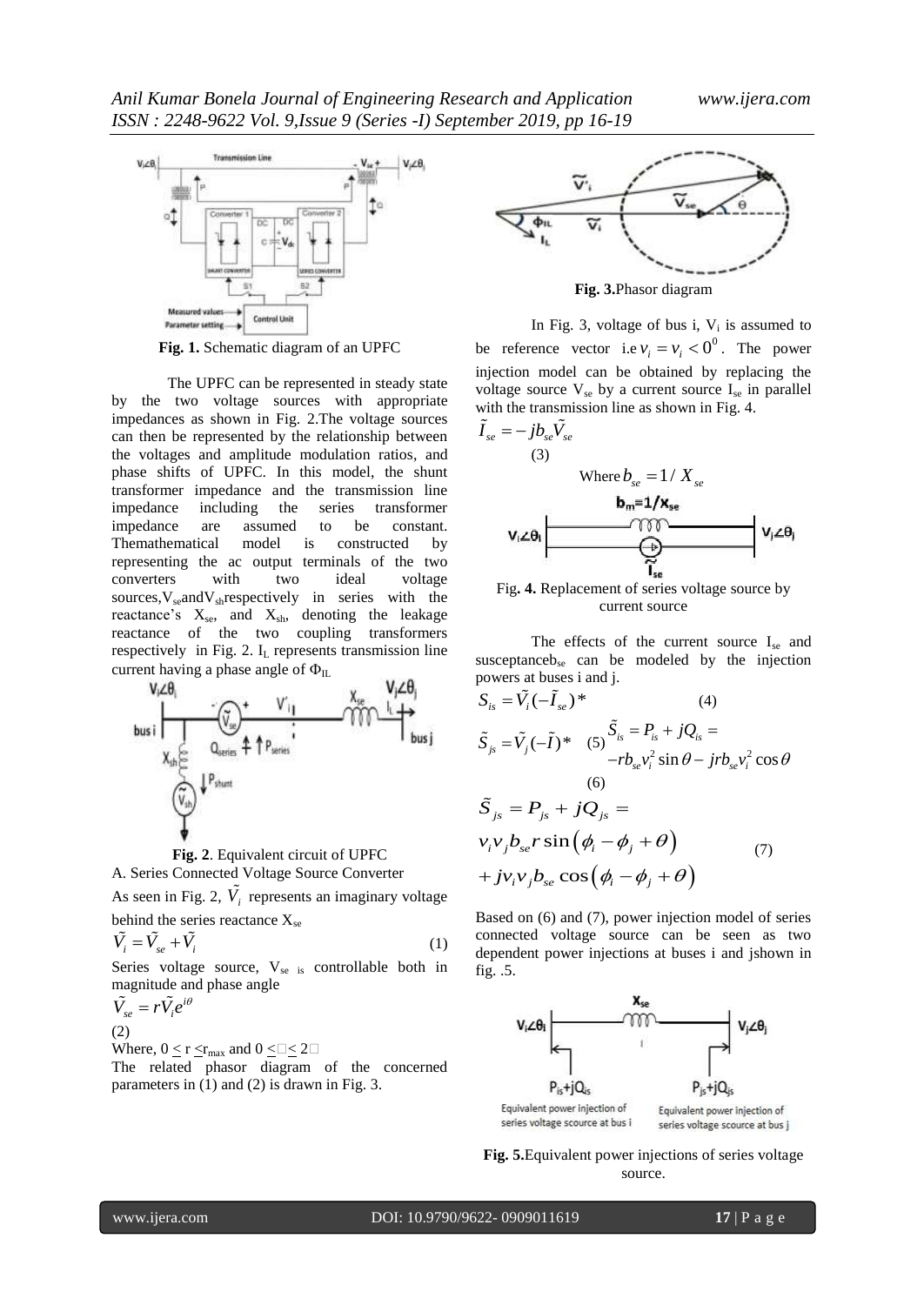**Fig. 1.** Schematic diagram of an UPFC

The UPFC can be represented in steady state by the two voltage sources with appropriate impedances as shown in Fig. 2.The voltage sources can then be represented by the relationship between the voltages and amplitude modulation ratios, and phase shifts of UPFC. In this model, the shunt transformer impedance and the transmission line impedance including the series transformer impedance are assumed to be constant. Themathematical model is constructed by representing the ac output terminals of the two converters with two ideal voltage sources,$V_{se}$and$V_{sh}$respectively in series with the reactance's $X_{se}$, and $X_{sh}$, denoting the leakage reactance of the two coupling transformers respectively in Fig. 2. $I_L$ represents transmission line current having a phase angle of $\Phi_{IL}$

**Fig. 2**. Equivalent circuit of UPFC

A. Series Connected Voltage Source Converter

As seen in Fig. 2, $\tilde{V}_i'$ represents an imaginary voltage behind the series reactance $X_{se}$

$$\tilde{V}_i' = \tilde{V}_{se} + \tilde{V}_i \tag{1}$$

Series voltage source, $V_{se}$ is controllable both in magnitude and phase angle

$$\tilde{V}_{se} = r\tilde{V}_i e^{i\theta} \tag{2}$$

Where, $0 \leq r \leq r_{max}$ and $0 \leq \theta \leq 2\pi$

The related phasor diagram of the concerned parameters in (1) and (2) is drawn in Fig. 3.

**Fig. 3.**Phasor diagram

In Fig. 3, voltage of bus i, $V_i$ is assumed to be reference vector i.e $v_i = v_i < 0^0$. The power injection model can be obtained by replacing the voltage source $V_{se}$ by a current source $I_{se}$ in parallel with the transmission line as shown in Fig. 4.

$$\tilde{I}_{se} = -jb_{se}\tilde{V}_{se} \tag{3}$$

Where $b_{se} = 1/X_{se}$

Fig**. 4.** Replacement of series voltage source by current source

The effects of the current source $I_{se}$ and susceptance$b_{se}$ can be modeled by the injection powers at buses i and j.

$$S_{is} = \tilde{V}_i(-\tilde{I}_{se})^* \tag{4}$$

$$\tilde{S}_{js} = \tilde{V}_j(-\tilde{I})^* \tag{5}$$

$$\tilde{S}_{is} = P_{is} + jQ_{is} = -rb_{se}v_i^2 \sin\theta - jrb_{se}v_i^2 \cos\theta \tag{6}$$

$$\tilde{S}_{js} = P_{js} + jQ_{js} = v_i v_j b_{se} r \sin(\phi_i - \phi_j + \theta) + jv_i v_j b_{se} \cos(\phi_i - \phi_j + \theta) \tag{7}$$

Based on (6) and (7), power injection model of series connected voltage source can be seen as two dependent power injections at buses i and jshown in fig. .5.

**Fig. 5.**Equivalent power injections of series voltage source.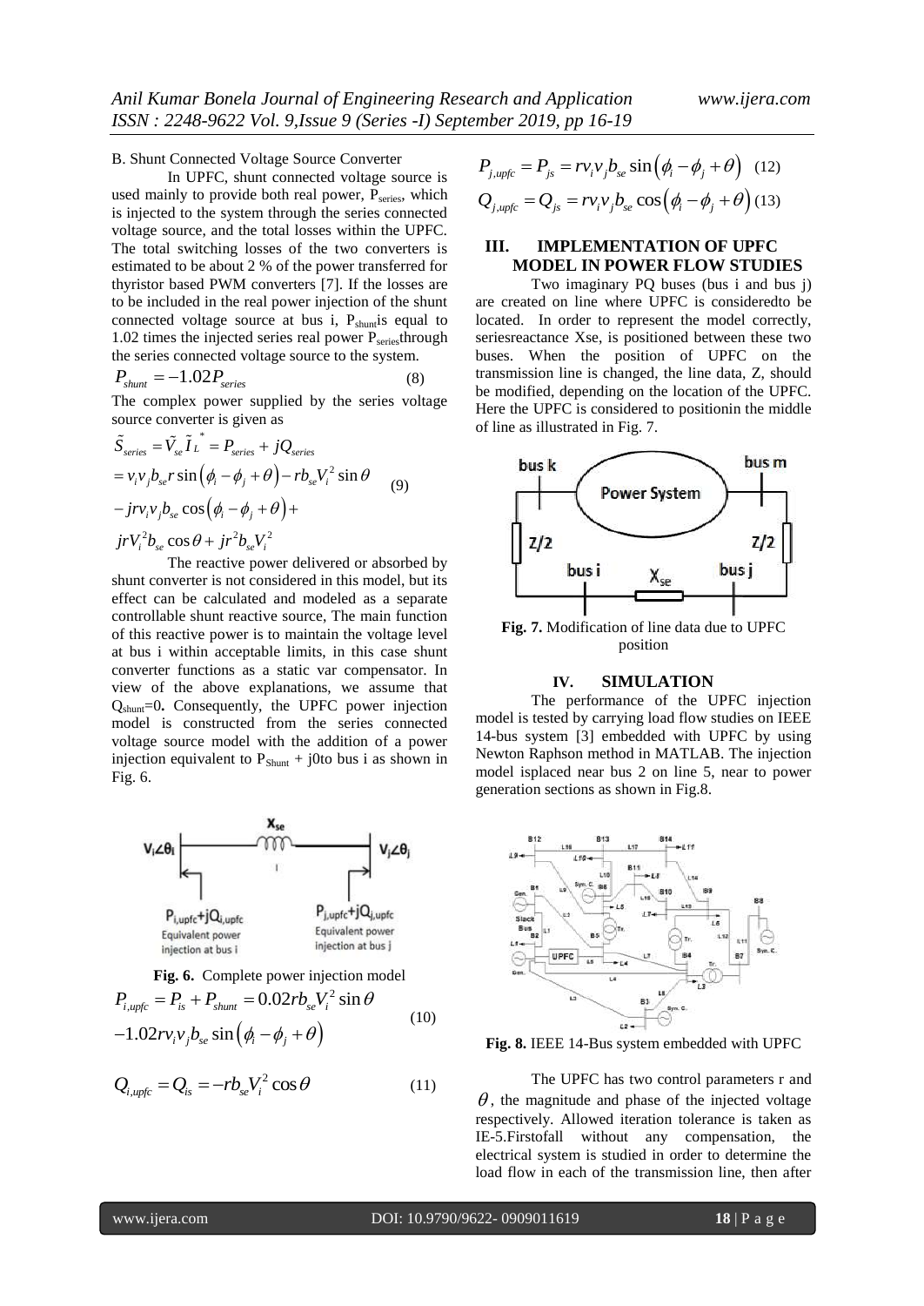B. Shunt Connected Voltage Source Converter

In UPFC, shunt connected voltage source is used mainly to provide both real power, $P_{series}$, which is injected to the system through the series connected voltage source, and the total losses within the UPFC. The total switching losses of the two converters is estimated to be about 2 % of the power transferred for thyristor based PWM converters [7]. If the losses are to be included in the real power injection of the shunt connected voltage source at bus i, $P_{shunt}$is equal to 1.02 times the injected series real power $P_{series}$through the series connected voltage source to the system.

$$P_{shunt} = -1.02 P_{series} \tag{8}$$

The complex power supplied by the series voltage source converter is given as

$$\begin{aligned}
\tilde{S}_{series} &= \tilde{V}_{se} \tilde{I}_L^{\,*} = P_{series} + jQ_{series} \\
&= v_i v_j b_{se} r \sin(\phi_i - \phi_j + \theta) - r b_{se} V_i^2 \sin\theta \\
&\quad - j r v_i v_j b_{se} \cos(\phi_i - \phi_j + \theta) + \\
&\quad j r V_i^2 b_{se} \cos\theta + j r^2 b_{se} V_i^2
\end{aligned} \tag{9}$$

The reactive power delivered or absorbed by shunt converter is not considered in this model, but its effect can be calculated and modeled as a separate controllable shunt reactive source, The main function of this reactive power is to maintain the voltage level at bus i within acceptable limits, in this case shunt converter functions as a static var compensator. In view of the above explanations, we assume that $Q_{shunt}$=0**.** Consequently, the UPFC power injection model is constructed from the series connected voltage source model with the addition of a power injection equivalent to $P_{Shunt}$ + j0to bus i as shown in Fig. 6.

**Fig. 6.** Complete power injection model

$$\begin{aligned}
P_{i,upfc} &= P_{is} + P_{shunt} = 0.02 r b_{se} V_i^2 \sin\theta \\
&\quad -1.02 r v_i v_j b_{se} \sin(\phi_i - \phi_j + \theta)
\end{aligned} \tag{10}$$

$$Q_{i,upfc} = Q_{is} = -r b_{se} V_i^2 \cos\theta \tag{11}$$

$$P_{j,upfc} = P_{js} = r v_i v_j b_{se} \sin(\phi_i - \phi_j + \theta) \tag{12}$$

$$Q_{j,upfc} = Q_{js} = r v_i v_j b_{se} \cos(\phi_i - \phi_j + \theta) \tag{13}$$

## III. IMPLEMENTATION OF UPFC MODEL IN POWER FLOW STUDIES

Two imaginary PQ buses (bus i and bus j) are created on line where UPFC is consideredto be located. In order to represent the model correctly, seriesreactance Xse, is positioned between these two buses. When the position of UPFC on the transmission line is changed, the line data, Z, should be modified, depending on the location of the UPFC. Here the UPFC is considered to positionin the middle of line as illustrated in Fig. 7.

**Fig. 7.** Modification of line data due to UPFC position

## IV. SIMULATION

The performance of the UPFC injection model is tested by carrying load flow studies on IEEE 14-bus system [3] embedded with UPFC by using Newton Raphson method in MATLAB. The injection model isplaced near bus 2 on line 5, near to power generation sections as shown in Fig.8.

**Fig. 8.** IEEE 14-Bus system embedded with UPFC

The UPFC has two control parameters r and $\theta$, the magnitude and phase of the injected voltage respectively. Allowed iteration tolerance is taken as IE-5.Firstofall without any compensation, the electrical system is studied in order to determine the load flow in each of the transmission line, then after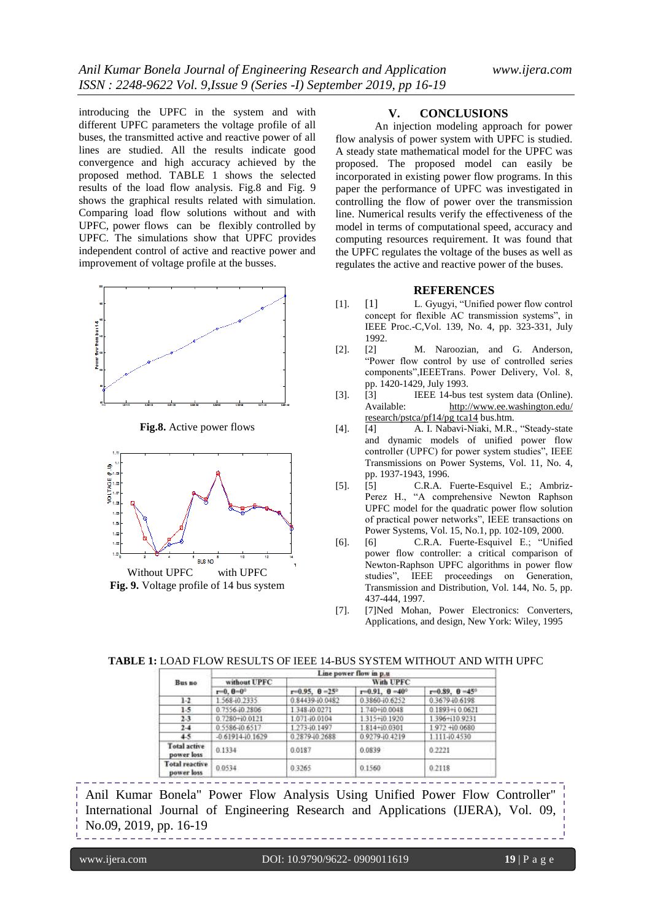introducing the UPFC in the system and with different UPFC parameters the voltage profile of all buses, the transmitted active and reactive power of all lines are studied. All the results indicate good convergence and high accuracy achieved by the proposed method. TABLE 1 shows the selected results of the load flow analysis. Fig.8 and Fig. 9 shows the graphical results related with simulation. Comparing load flow solutions without and with UPFC, power flows can be flexibly controlled by UPFC. The simulations show that UPFC provides independent control of active and reactive power and improvement of voltage profile at the busses.

**Fig.8.** Active power flows

BUS NO

VOLTAGE (P.U)

Without UPFC with UPFC

**Fig. 9.** Voltage profile of 14 bus system

## V. CONCLUSIONS

An injection modeling approach for power flow analysis of power system with UPFC is studied. A steady state mathematical model for the UPFC was proposed. The proposed model can easily be incorporated in existing power flow programs. In this paper the performance of UPFC was investigated in controlling the flow of power over the transmission line. Numerical results verify the effectiveness of the model in terms of computational speed, accuracy and computing resources requirement. It was found that the UPFC regulates the voltage of the buses as well as regulates the active and reactive power of the buses.

## REFERENCES

[1]. [1] L. Gyugyi, "Unified power flow control concept for flexible AC transmission systems", in IEEE Proc.-C,Vol. 139, No. 4, pp. 323-331, July 1992.

[2]. [2] M. Naroozian, and G. Anderson, "Power flow control by use of controlled series components",IEEETrans. Power Delivery, Vol. 8, pp. 1420-1429, July 1993.

[3]. [3] IEEE 14-bus test system data (Online). Available: http://www.ee.washington.edu/research/pstca/pf14/pg tca14 bus.htm.

[4]. [4] A. I. Nabavi-Niaki, M.R., "Steady-state and dynamic models of unified power flow controller (UPFC) for power system studies", IEEE Transmissions on Power Systems, Vol. 11, No. 4, pp. 1937-1943, 1996.

[5]. [5] C.R.A. Fuerte-Esquivel E.; Ambriz-Perez H., "A comprehensive Newton Raphson UPFC model for the quadratic power flow solution of practical power networks", IEEE transactions on Power Systems, Vol. 15, No.1, pp. 102-109, 2000.

[6]. [6] C.R.A. Fuerte-Esquivel E.; "Unified power flow controller: a critical comparison of Newton-Raphson UPFC algorithms in power flow studies", IEEE proceedings on Generation, Transmission and Distribution, Vol. 144, No. 5, pp. 437-444, 1997.

[7]. [7]Ned Mohan, Power Electronics: Converters, Applications, and design, New York: Wiley, 1995

**TABLE 1:** LOAD FLOW RESULTS OF IEEE 14-BUS SYSTEM WITHOUT AND WITH UPFC

| Bus no | Line power flow in p.u | | | |
|---|---|---|---|---|
| | without UPFC | With UPFC | | |
| | $r=0,\ \theta=0^0$ | $r=0.95,\ \theta=-25^0$ | $r=0.91,\ \theta=-40^0$ | $r=0.89,\ \theta=-45^0$ |
| 1-2 | 1.568-i0.2335 | 0.84439-i0.0482 | 0.3860-i0.6252 | 0.3679-i0.6198 |
| 1-5 | 0.7556-i0.2806 | 1.348-i0.0271 | 1.740+i0.0048 | 0.1893+i 0.0621 |
| 2-3 | 0.7280+i0.0121 | 1.071-i0.0104 | 1.315+i0.1920 | 1.396+i10.9231 |
| 2-4 | 0.5586-i0.6517 | 1.273-i0.1497 | 1.814+i0.0301 | 1.972 +i0.0680 |
| 4-5 | -0.61914-i0.1629 | 0.2879-i0.2688 | 0.9279-i0.4219 | 1.111-i0.4530 |
| Total active power loss | 0.1334 | 0.0187 | 0.0839 | 0.2221 |
| Total reactive power loss | 0.0534 | 0.3265 | 0.1560 | 0.2118 |

Anil Kumar Bonela" Power Flow Analysis Using Unified Power Flow Controller" International Journal of Engineering Research and Applications (IJERA), Vol. 09, No.09, 2019, pp. 16-19